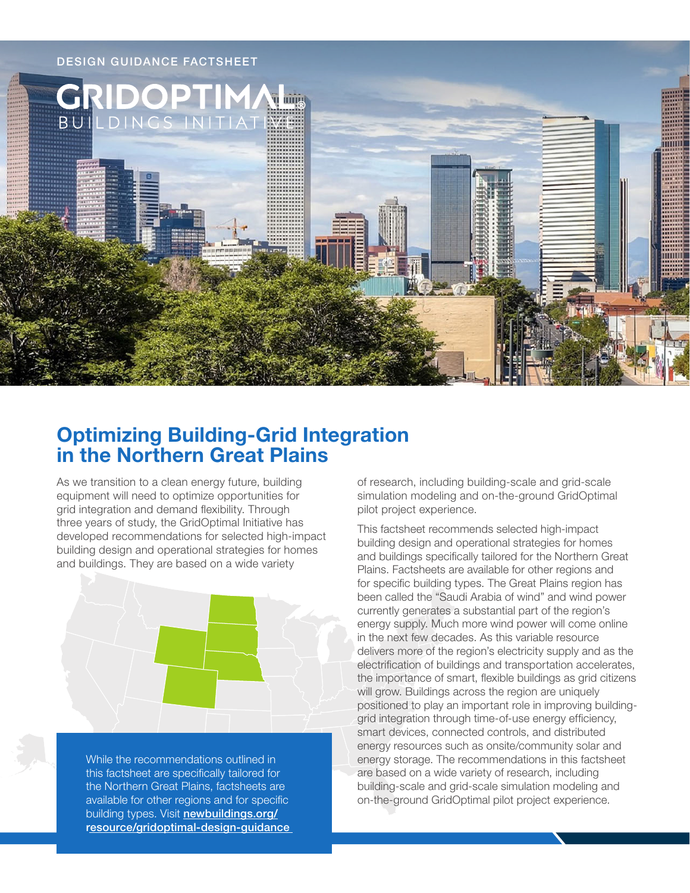DESIGN GUIDANCE FACTSHEET

GRIDOPTIMAL® BUILDINGS INITIATIVE

# Optimizing Building-Grid Integration in the Northern Great Plains

As we transition to a clean energy future, building equipment will need to optimize opportunities for grid integration and demand flexibility. Through three years of study, the GridOptimal Initiative has developed recommendations for selected high-impact building design and operational strategies for homes and buildings. They are based on a wide variety of research, including building-scale and grid-scale simulation modeling and on-the-ground GridOptimal pilot project experience.

This factsheet recommends selected high-impact building design and operational strategies for homes and buildings specifically tailored for the Northern Great Plains. Factsheets are available for other regions and for specific building types. The Great Plains region has been called the "Saudi Arabia of wind" and wind power currently generates a substantial part of the region's energy supply. Much more wind power will come online in the next few decades. As this variable resource delivers more of the region's electricity supply and as the electrification of buildings and transportation accelerates, the importance of smart, flexible buildings as grid citizens will grow. Buildings across the region are uniquely positioned to play an important role in improving building-grid integration through time-of-use energy efficiency, smart devices, connected controls, and distributed energy resources such as onsite/community solar and energy storage. The recommendations in this factsheet are based on a wide variety of research, including building-scale and grid-scale simulation modeling and on-the-ground GridOptimal pilot project experience.

While the recommendations outlined in this factsheet are specifically tailored for the Northern Great Plains, factsheets are available for other regions and for specific building types. Visit **newbuildings.org/resource/gridoptimal-design-guidance**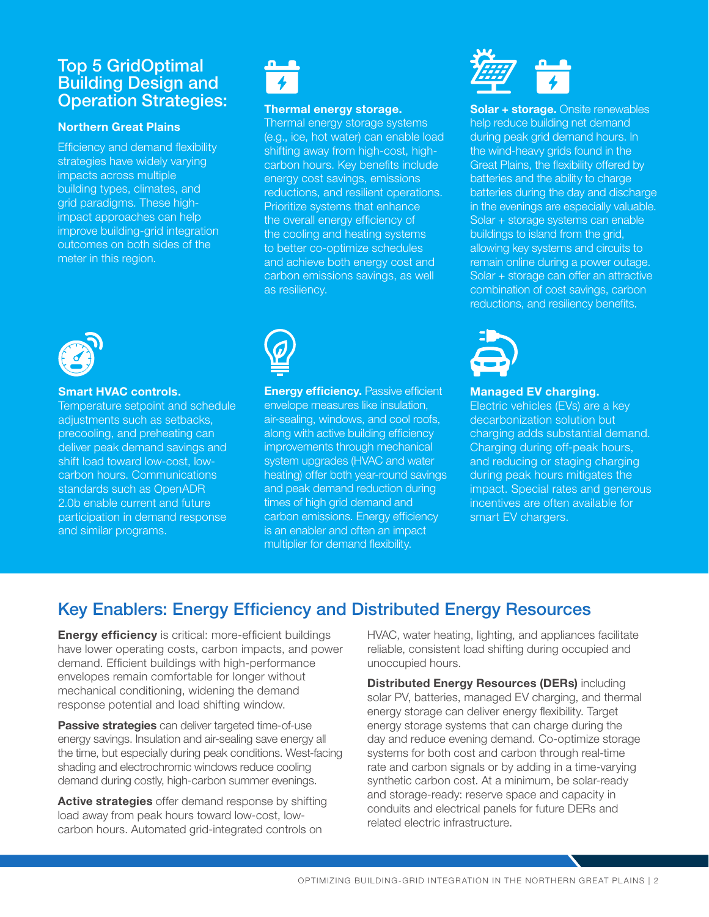## Top 5 GridOptimal Building Design and Operation Strategies:

### Northern Great Plains

Efficiency and demand flexibility strategies have widely varying impacts across multiple building types, climates, and grid paradigms. These high-impact approaches can help improve building-grid integration outcomes on both sides of the meter in this region.

**Thermal energy storage.** Thermal energy storage systems (e.g., ice, hot water) can enable load shifting away from high-cost, high-carbon hours. Key benefits include energy cost savings, emissions reductions, and resilient operations. Prioritize systems that enhance the overall energy efficiency of the cooling and heating systems to better co-optimize schedules and achieve both energy cost and carbon emissions savings, as well as resiliency.

**Solar + storage.** Onsite renewables help reduce building net demand during peak grid demand hours. In the wind-heavy grids found in the Great Plains, the flexibility offered by batteries and the ability to charge batteries during the day and discharge in the evenings are especially valuable. Solar + storage systems can enable buildings to island from the grid, allowing key systems and circuits to remain online during a power outage. Solar + storage can offer an attractive combination of cost savings, carbon reductions, and resiliency benefits.

**Smart HVAC controls.** Temperature setpoint and schedule adjustments such as setbacks, precooling, and preheating can deliver peak demand savings and shift load toward low-cost, low-carbon hours. Communications standards such as OpenADR 2.0b enable current and future participation in demand response and similar programs.

**Energy efficiency.** Passive efficient envelope measures like insulation, air-sealing, windows, and cool roofs, along with active building efficiency improvements through mechanical system upgrades (HVAC and water heating) offer both year-round savings and peak demand reduction during times of high grid demand and carbon emissions. Energy efficiency is an enabler and often an impact multiplier for demand flexibility.

**Managed EV charging.** Electric vehicles (EVs) are a key decarbonization solution but charging adds substantial demand. Charging during off-peak hours, and reducing or staging charging during peak hours mitigates the impact. Special rates and generous incentives are often available for smart EV chargers.

## Key Enablers: Energy Efficiency and Distributed Energy Resources

**Energy efficiency** is critical: more-efficient buildings have lower operating costs, carbon impacts, and power demand. Efficient buildings with high-performance envelopes remain comfortable for longer without mechanical conditioning, widening the demand response potential and load shifting window.

**Passive strategies** can deliver targeted time-of-use energy savings. Insulation and air-sealing save energy all the time, but especially during peak conditions. West-facing shading and electrochromic windows reduce cooling demand during costly, high-carbon summer evenings.

**Active strategies** offer demand response by shifting load away from peak hours toward low-cost, low-carbon hours. Automated grid-integrated controls on HVAC, water heating, lighting, and appliances facilitate reliable, consistent load shifting during occupied and unoccupied hours.

**Distributed Energy Resources (DERs)** including solar PV, batteries, managed EV charging, and thermal energy storage can deliver energy flexibility. Target energy storage systems that can charge during the day and reduce evening demand. Co-optimize storage systems for both cost and carbon through real-time rate and carbon signals or by adding in a time-varying synthetic carbon cost. At a minimum, be solar-ready and storage-ready: reserve space and capacity in conduits and electrical panels for future DERs and related electric infrastructure.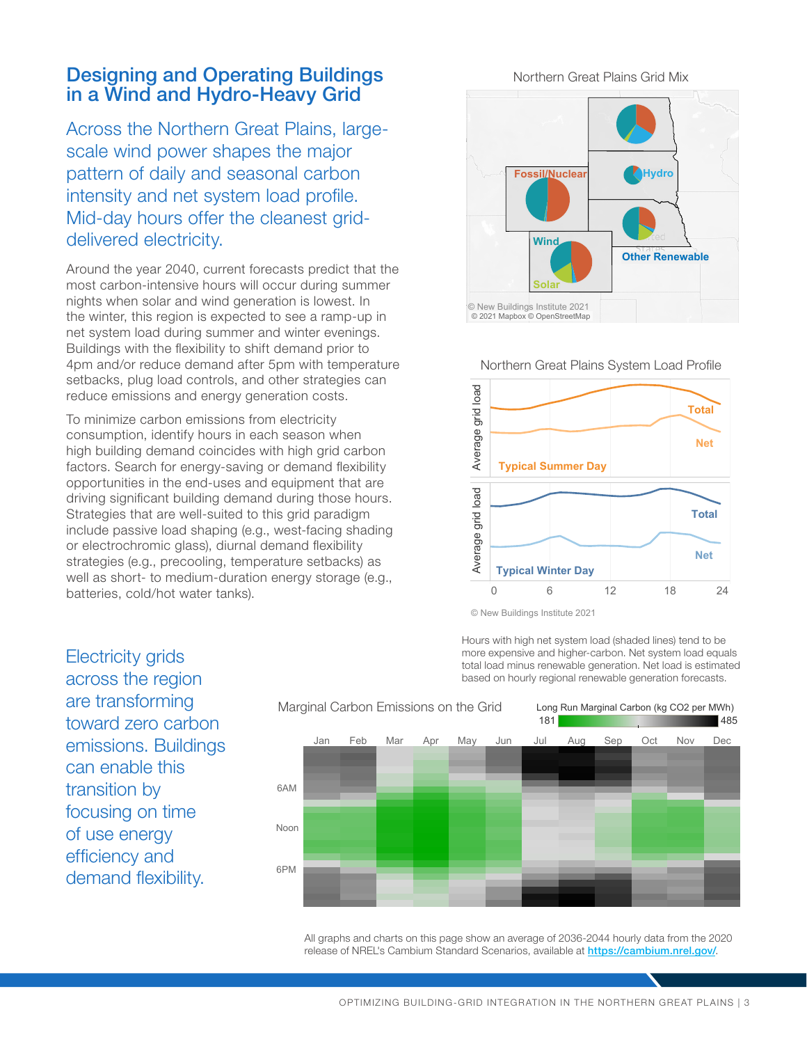# Designing and Operating Buildings in a Wind and Hydro-Heavy Grid

Across the Northern Great Plains, large-scale wind power shapes the major pattern of daily and seasonal carbon intensity and net system load profile. Mid-day hours offer the cleanest grid-delivered electricity.

Around the year 2040, current forecasts predict that the most carbon-intensive hours will occur during summer nights when solar and wind generation is lowest. In the winter, this region is expected to see a ramp-up in net system load during summer and winter evenings. Buildings with the flexibility to shift demand prior to 4pm and/or reduce demand after 5pm with temperature setbacks, plug load controls, and other strategies can reduce emissions and energy generation costs.

To minimize carbon emissions from electricity consumption, identify hours in each season when high building demand coincides with high grid carbon factors. Search for energy-saving or demand flexibility opportunities in the end-uses and equipment that are driving significant building demand during those hours. Strategies that are well-suited to this grid paradigm include passive load shaping (e.g., west-facing shading or electrochromic glass), diurnal demand flexibility strategies (e.g., precooling, temperature setbacks) as well as short- to medium-duration energy storage (e.g., batteries, cold/hot water tanks).

Northern Great Plains Grid Mix

Fossil/Nuclear · Hydro · Wind · Solar · Other Renewable

© New Buildings Institute 2021
© 2021 Mapbox © OpenStreetMap

Northern Great Plains System Load Profile

© New Buildings Institute 2021

Hours with high net system load (shaded lines) tend to be more expensive and higher-carbon. Net system load equals total load minus renewable generation. Net load is estimated based on hourly regional renewable generation forecasts.

Electricity grids across the region are transforming toward zero carbon emissions. Buildings can enable this transition by focusing on time of use energy efficiency and demand flexibility.

Marginal Carbon Emissions on the Grid

Long Run Marginal Carbon (kg $CO_2$ per MWh): 181 – 485

All graphs and charts on this page show an average of 2036-2044 hourly data from the 2020 release of NREL's Cambium Standard Scenarios, available at https://cambium.nrel.gov/.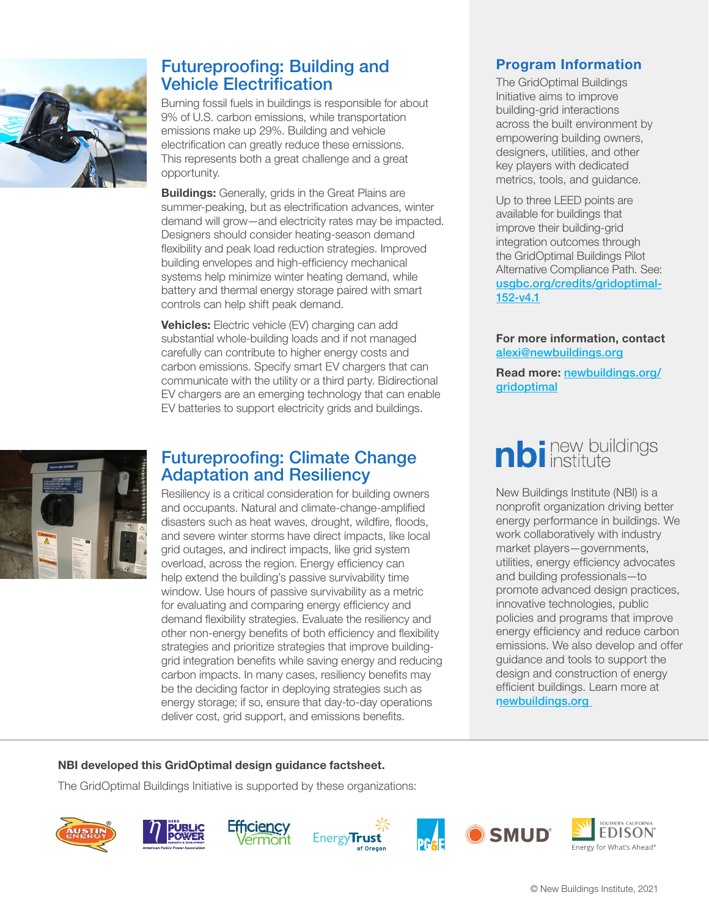## Futureproofing: Building and Vehicle Electrification

Burning fossil fuels in buildings is responsible for about 9% of U.S. carbon emissions, while transportation emissions make up 29%. Building and vehicle electrification can greatly reduce these emissions. This represents both a great challenge and a great opportunity.

**Buildings:** Generally, grids in the Great Plains are summer-peaking, but as electrification advances, winter demand will grow—and electricity rates may be impacted. Designers should consider heating-season demand flexibility and peak load reduction strategies. Improved building envelopes and high-efficiency mechanical systems help minimize winter heating demand, while battery and thermal energy storage paired with smart controls can help shift peak demand.

**Vehicles:** Electric vehicle (EV) charging can add substantial whole-building loads and if not managed carefully can contribute to higher energy costs and carbon emissions. Specify smart EV chargers that can communicate with the utility or a third party. Bidirectional EV chargers are an emerging technology that can enable EV batteries to support electricity grids and buildings.

## Futureproofing: Climate Change Adaptation and Resiliency

Resiliency is a critical consideration for building owners and occupants. Natural and climate-change-amplified disasters such as heat waves, drought, wildfire, floods, and severe winter storms have direct impacts, like local grid outages, and indirect impacts, like grid system overload, across the region. Energy efficiency can help extend the building's passive survivability time window. Use hours of passive survivability as a metric for evaluating and comparing energy efficiency and demand flexibility strategies. Evaluate the resiliency and other non-energy benefits of both efficiency and flexibility strategies and prioritize strategies that improve building-grid integration benefits while saving energy and reducing carbon impacts. In many cases, resiliency benefits may be the deciding factor in deploying strategies such as energy storage; if so, ensure that day-to-day operations deliver cost, grid support, and emissions benefits.

## Program Information

The GridOptimal Buildings Initiative aims to improve building-grid interactions across the built environment by empowering building owners, designers, utilities, and other key players with dedicated metrics, tools, and guidance.

Up to three LEED points are available for buildings that improve their building-grid integration outcomes through the GridOptimal Buildings Pilot Alternative Compliance Path. See: usgbc.org/credits/gridoptimal-152-v4.1

**For more information, contact** alexi@newbuildings.org

**Read more:** newbuildings.org/gridoptimal

nbi new buildings institute

New Buildings Institute (NBI) is a nonprofit organization driving better energy performance in buildings. We work collaboratively with industry market players—governments, utilities, energy efficiency advocates and building professionals—to promote advanced design practices, innovative technologies, public policies and programs that improve energy efficiency and reduce carbon emissions. We also develop and offer guidance and tools to support the design and construction of energy efficient buildings. Learn more at newbuildings.org

**NBI developed this GridOptimal design guidance factsheet.**

The GridOptimal Buildings Initiative is supported by these organizations:

Austin Energy, DEED Public Power (American Public Power Association), Efficiency Vermont, Energy Trust of Oregon, PG&E, SMUD, Southern California Edison — Energy for What's Ahead

© New Buildings Institute, 2021